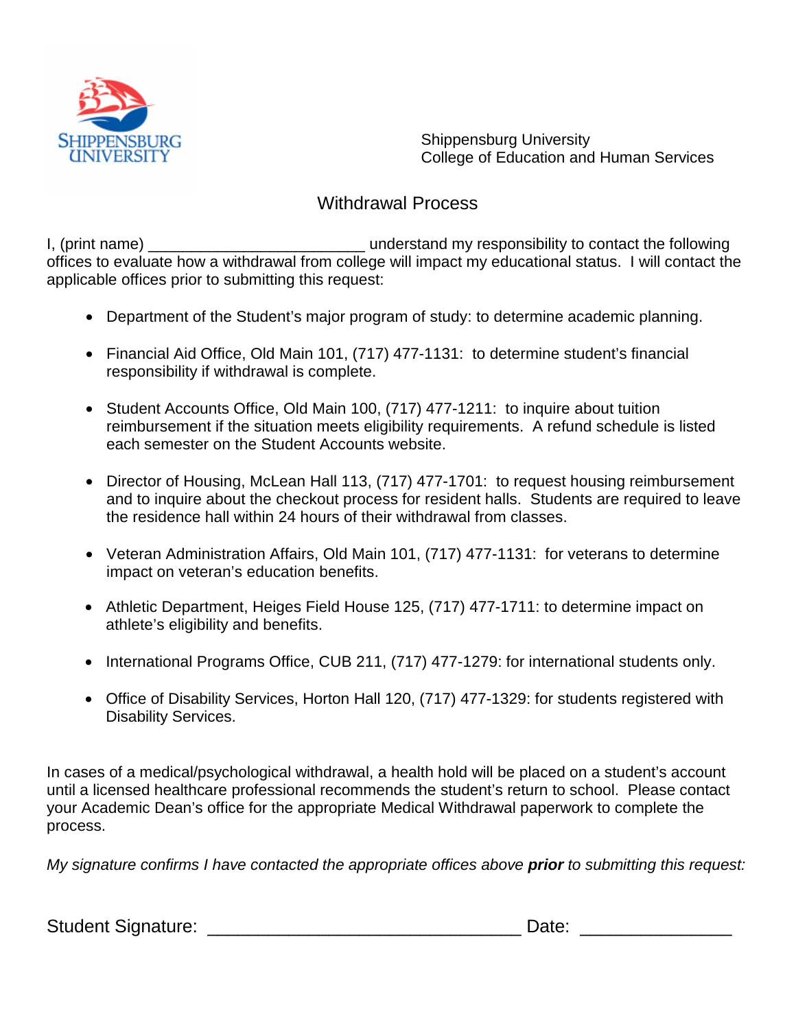SHIPPENSBURG UNIVERSITY

Shippensburg University
College of Education and Human Services

# Withdrawal Process

I, (print name) ________________________ understand my responsibility to contact the following offices to evaluate how a withdrawal from college will impact my educational status. I will contact the applicable offices prior to submitting this request:

- Department of the Student's major program of study: to determine academic planning.
- Financial Aid Office, Old Main 101, (717) 477-1131: to determine student's financial responsibility if withdrawal is complete.
- Student Accounts Office, Old Main 100, (717) 477-1211: to inquire about tuition reimbursement if the situation meets eligibility requirements. A refund schedule is listed each semester on the Student Accounts website.
- Director of Housing, McLean Hall 113, (717) 477-1701: to request housing reimbursement and to inquire about the checkout process for resident halls. Students are required to leave the residence hall within 24 hours of their withdrawal from classes.
- Veteran Administration Affairs, Old Main 101, (717) 477-1131: for veterans to determine impact on veteran's education benefits.
- Athletic Department, Heiges Field House 125, (717) 477-1711: to determine impact on athlete's eligibility and benefits.
- International Programs Office, CUB 211, (717) 477-1279: for international students only.
- Office of Disability Services, Horton Hall 120, (717) 477-1329: for students registered with Disability Services.

In cases of a medical/psychological withdrawal, a health hold will be placed on a student's account until a licensed healthcare professional recommends the student's return to school. Please contact your Academic Dean's office for the appropriate Medical Withdrawal paperwork to complete the process.

*My signature confirms I have contacted the appropriate offices above **prior** to submitting this request:*

Student Signature: ______________________________ Date: ______________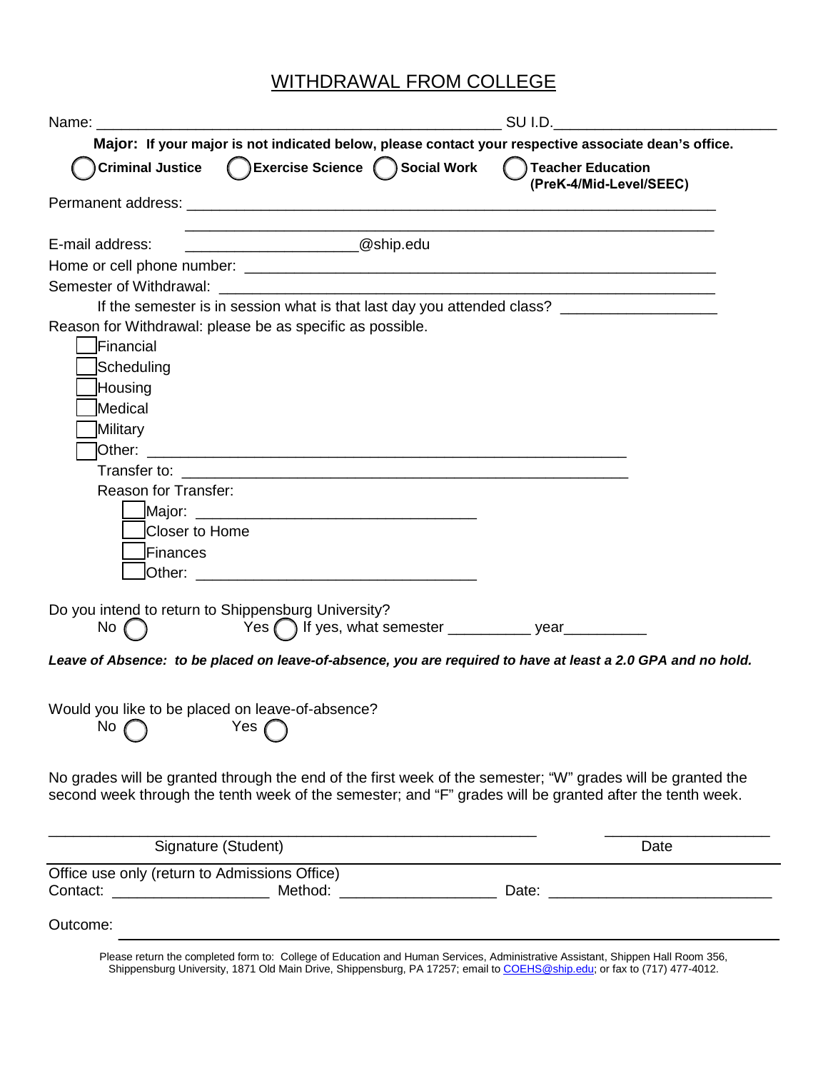# WITHDRAWAL FROM COLLEGE

Name: ______________________________________________ SU I.D.________________________

**Major: If your major is not indicated below, please contact your respective associate dean's office.**

◯ **Criminal Justice** ◯ **Exercise Science** ◯ **Social Work** ◯ **Teacher Education (PreK-4/Mid-Level/SEEC)**

Permanent address: ____________________________________________________________

____________________________________________________________

E-mail address: ____________________@ship.edu

Home or cell phone number: ______________________________________________________

Semester of Withdrawal: _________________________________________________________

If the semester is in session what is that last day you attended class? __________________

Reason for Withdrawal: please be as specific as possible.

- ☐ Financial
- ☐ Scheduling
- ☐ Housing
- ☐ Medical
- ☐ Military
- ☐ Other: ________________________________________________________
  - Transfer to: ________________________________________________________
  - Reason for Transfer:
    - ☐ Major: ________________________________
    - ☐ Closer to Home
    - ☐ Finances
    - ☐ Other: ________________________________

Do you intend to return to Shippensburg University?

No ◯ Yes ◯ If yes, what semester __________ year__________

***Leave of Absence: to be placed on leave-of-absence, you are required to have at least a 2.0 GPA and no hold.***

Would you like to be placed on leave-of-absence?

No ◯ Yes ◯

No grades will be granted through the end of the first week of the semester; "W" grades will be granted the second week through the tenth week of the semester; and "F" grades will be granted after the tenth week.

______________________________________________________ ____________________

Signature (Student) Date

Office use only (return to Admissions Office)

Contact: __________________ Method: __________________ Date: ________________________

Outcome: ____________________________________________________________________

Please return the completed form to: College of Education and Human Services, Administrative Assistant, Shippen Hall Room 356, Shippensburg University, 1871 Old Main Drive, Shippensburg, PA 17257; email to COEHS@ship.edu; or fax to (717) 477-4012.